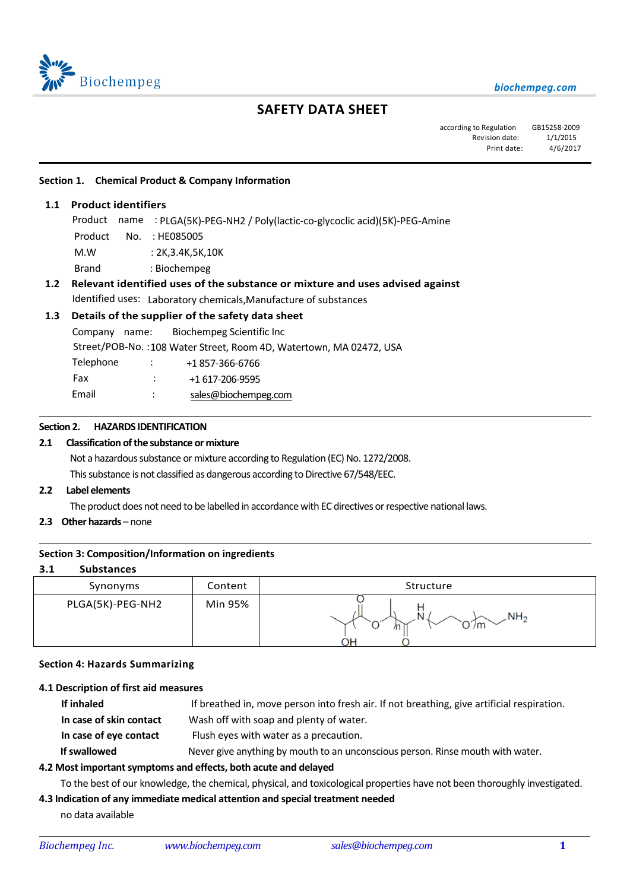# SAFETY DATA SHEET

according to Regulation GB15258-2009
Revision date: 1/1/2015
Print date: 4/6/2017

## Section 1. Chemical Product & Company Information

### 1.1 Product identifiers

Product name : PLGA(5K)-PEG-NH2 / Poly(lactic-co-glycoclic acid)(5K)-PEG-Amine
Product No. : HE085005
M.W : 2K,3.4K,5K,10K
Brand : Biochempeg

### 1.2 Relevant identified uses of the substance or mixture and uses advised against

Identified uses: Laboratory chemicals,Manufacture of substances

### 1.3 Details of the supplier of the safety data sheet

Company name: Biochempeg Scientific Inc
Street/POB-No. :108 Water Street, Room 4D, Watertown, MA 02472, USA
Telephone : +1 857-366-6766
Fax : +1 617-206-9595
Email : sales@biochempeg.com

## Section 2. HAZARDS IDENTIFICATION

### 2.1 Classification of the substance or mixture

Not a hazardous substance or mixture according to Regulation (EC) No. 1272/2008.
This substance is not classified as dangerous according to Directive 67/548/EEC.

### 2.2 Label elements

The product does not need to be labelled in accordance with EC directives or respective national laws.

### 2.3 Other hazards – none

## Section 3: Composition/Information on ingredients

### 3.1 Substances

| Synonyms | Content | Structure |
|---|---|---|
| PLGA(5K)-PEG-NH2 | Min 95% | |

## Section 4: Hazards Summarizing

### 4.1 Description of first aid measures

**If inhaled** If breathed in, move person into fresh air. If not breathing, give artificial respiration.
**In case of skin contact** Wash off with soap and plenty of water.
**In case of eye contact** Flush eyes with water as a precaution.
**If swallowed** Never give anything by mouth to an unconscious person. Rinse mouth with water.

### 4.2 Most important symptoms and effects, both acute and delayed

To the best of our knowledge, the chemical, physical, and toxicological properties have not been thoroughly investigated.

### 4.3 Indication of any immediate medical attention and special treatment needed

no data available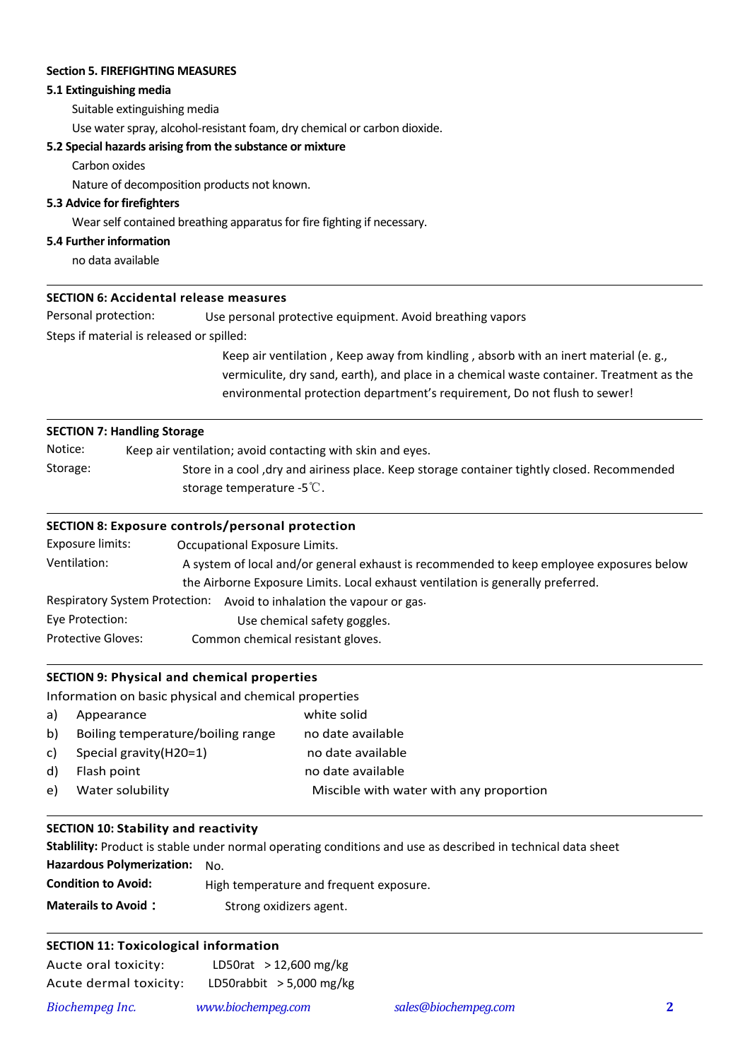## Section 5. FIREFIGHTING MEASURES

**5.1 Extinguishing media**

Suitable extinguishing media

Use water spray, alcohol-resistant foam, dry chemical or carbon dioxide.

**5.2 Special hazards arising from the substance or mixture**

Carbon oxides

Nature of decomposition products not known.

**5.3 Advice for firefighters**

Wear self contained breathing apparatus for fire fighting if necessary.

**5.4 Further information**

no data available

---

## SECTION 6: Accidental release measures

Personal protection: Use personal protective equipment. Avoid breathing vapors

Steps if material is released or spilled:

Keep air ventilation , Keep away from kindling , absorb with an inert material (e. g., vermiculite, dry sand, earth), and place in a chemical waste container. Treatment as the environmental protection department's requirement, Do not flush to sewer!

---

## SECTION 7: Handling Storage

Notice: Keep air ventilation; avoid contacting with skin and eyes.

Storage: Store in a cool ,dry and airiness place. Keep storage container tightly closed. Recommended storage temperature -5℃.

---

## SECTION 8: Exposure controls/personal protection

Exposure limits: Occupational Exposure Limits.

Ventilation: A system of local and/or general exhaust is recommended to keep employee exposures below the Airborne Exposure Limits. Local exhaust ventilation is generally preferred.

Respiratory System Protection: Avoid to inhalation the vapour or gas.

Eye Protection: Use chemical safety goggles.

Protective Gloves: Common chemical resistant gloves.

---

## SECTION 9: Physical and chemical properties

Information on basic physical and chemical properties

| | | |
|---|---|---|
| a) | Appearance | white solid |
| b) | Boiling temperature/boiling range | no date available |
| c) | Special gravity(H20=1) | no date available |
| d) | Flash point | no date available |
| e) | Water solubility | Miscible with water with any proportion |

---

## SECTION 10: Stability and reactivity

**Stablility:** Product is stable under normal operating conditions and use as described in technical data sheet

**Hazardous Polymerization:** No.

**Condition to Avoid:** High temperature and frequent exposure.

**Materails to Avoid：** Strong oxidizers agent.

---

## SECTION 11: Toxicological information

Aucte oral toxicity: LD50rat ＞12,600 mg/kg

Acute dermal toxicity: LD50rabbit ＞5,000 mg/kg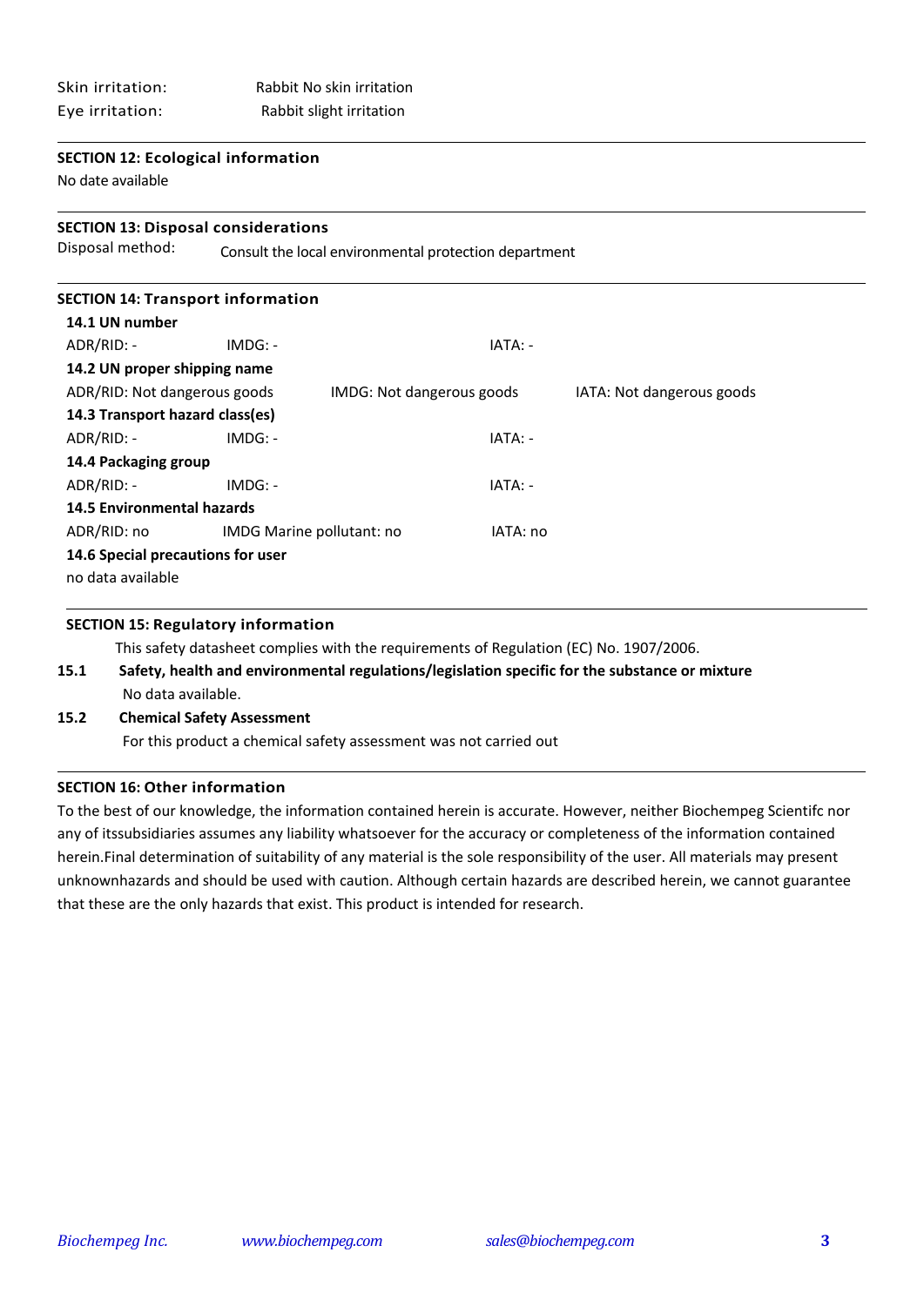| | |
|---|---|
| Skin irritation: | Rabbit No skin irritation |
| Eye irritation: | Rabbit slight irritation |

## SECTION 12: Ecological information

No date available

## SECTION 13: Disposal considerations

Disposal method: Consult the local environmental protection department

## SECTION 14: Transport information

**14.1 UN number**

| | | |
|---|---|---|
| ADR/RID: - | IMDG: - | IATA: - |

**14.2 UN proper shipping name**

| | | |
|---|---|---|
| ADR/RID: Not dangerous goods | IMDG: Not dangerous goods | IATA: Not dangerous goods |

**14.3 Transport hazard class(es)**

| | | |
|---|---|---|
| ADR/RID: - | IMDG: - | IATA: - |

**14.4 Packaging group**

| | | |
|---|---|---|
| ADR/RID: - | IMDG: - | IATA: - |

**14.5 Environmental hazards**

| | | |
|---|---|---|
| ADR/RID: no | IMDG Marine pollutant: no | IATA: no |

**14.6 Special precautions for user**

no data available

## SECTION 15: Regulatory information

This safety datasheet complies with the requirements of Regulation (EC) No. 1907/2006.

**15.1 Safety, health and environmental regulations/legislation specific for the substance or mixture**

No data available.

**15.2 Chemical Safety Assessment**

For this product a chemical safety assessment was not carried out

## SECTION 16: Other information

To the best of our knowledge, the information contained herein is accurate. However, neither Biochempeg Scientifc nor any of itssubsidiaries assumes any liability whatsoever for the accuracy or completeness of the information contained herein.Final determination of suitability of any material is the sole responsibility of the user. All materials may present unknownhazards and should be used with caution. Although certain hazards are described herein, we cannot guarantee that these are the only hazards that exist. This product is intended for research.